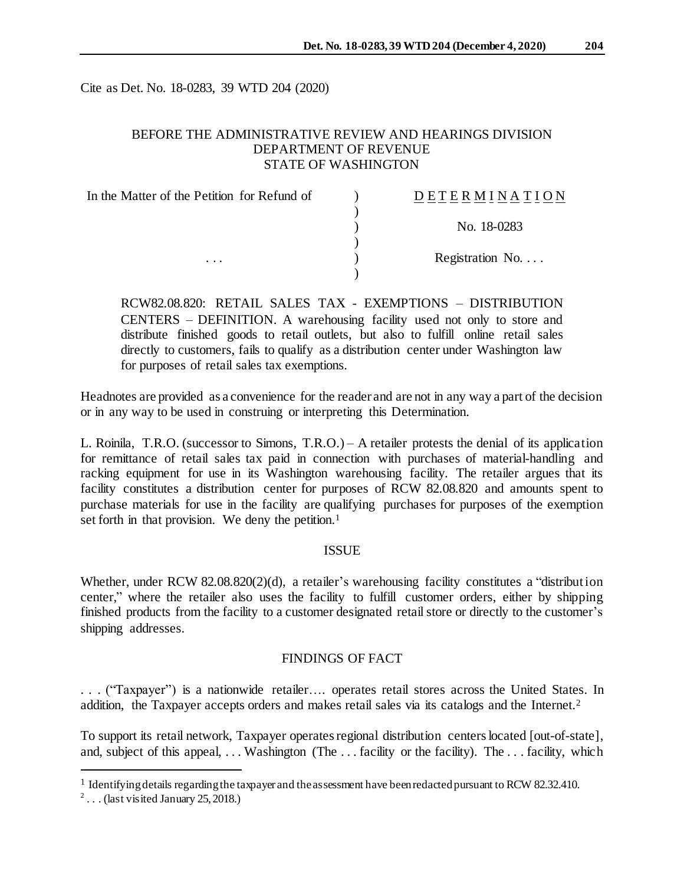Cite as Det. No. 18-0283, 39 WTD 204 (2020)

BEFORE THE ADMINISTRATIVE REVIEW AND HEARINGS DIVISION
DEPARTMENT OF REVENUE
STATE OF WASHINGTON

| In the Matter of the Petition for Refund of | ) | DETERMINATION |
|---|---|---|
| | ) | |
| | ) | No. 18-0283 |
| | ) | |
| . . . | ) | Registration No. . . . |
| | ) | |

RCW82.08.820: RETAIL SALES TAX - EXEMPTIONS – DISTRIBUTION CENTERS – DEFINITION. A warehousing facility used not only to store and distribute finished goods to retail outlets, but also to fulfill online retail sales directly to customers, fails to qualify as a distribution center under Washington law for purposes of retail sales tax exemptions.

Headnotes are provided as a convenience for the reader and are not in any way a part of the decision or in any way to be used in construing or interpreting this Determination.

L. Roinila, T.R.O. (successor to Simons, T.R.O.) – A retailer protests the denial of its application for remittance of retail sales tax paid in connection with purchases of material-handling and racking equipment for use in its Washington warehousing facility. The retailer argues that its facility constitutes a distribution center for purposes of RCW 82.08.820 and amounts spent to purchase materials for use in the facility are qualifying purchases for purposes of the exemption set forth in that provision. We deny the petition.[1]

## ISSUE

Whether, under RCW 82.08.820(2)(d), a retailer's warehousing facility constitutes a "distribution center," where the retailer also uses the facility to fulfill customer orders, either by shipping finished products from the facility to a customer designated retail store or directly to the customer's shipping addresses.

## FINDINGS OF FACT

. . . ("Taxpayer") is a nationwide retailer…. operates retail stores across the United States. In addition, the Taxpayer accepts orders and makes retail sales via its catalogs and the Internet.[2]

To support its retail network, Taxpayer operates regional distribution centers located [out-of-state], and, subject of this appeal, . . . Washington (The . . . facility or the facility). The . . . facility, which

[1] Identifying details regarding the taxpayer and the assessment have been redacted pursuant to RCW 82.32.410.

[2] . . . (last visited January 25, 2018.)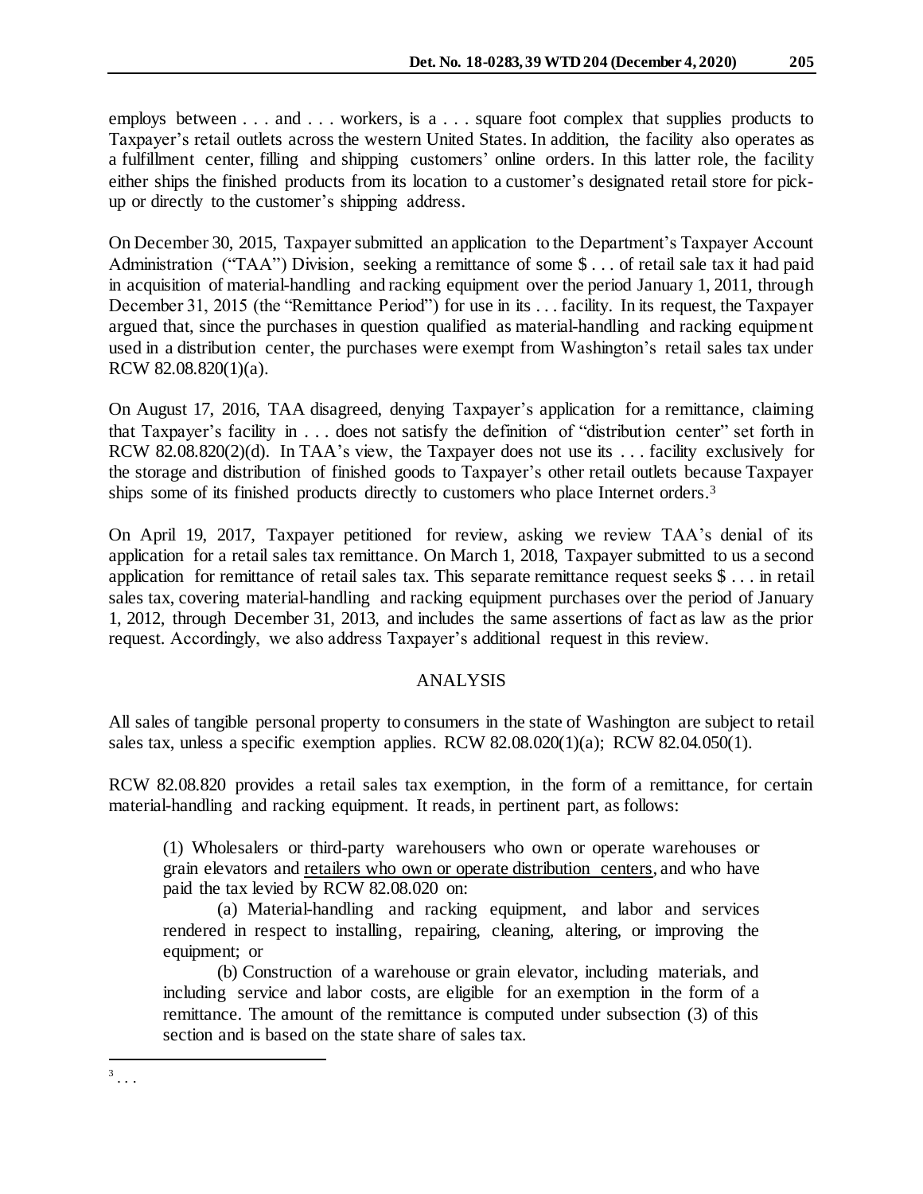employs between . . . and . . . workers, is a . . . square foot complex that supplies products to Taxpayer's retail outlets across the western United States. In addition, the facility also operates as a fulfillment center, filling and shipping customers' online orders. In this latter role, the facility either ships the finished products from its location to a customer's designated retail store for pick-up or directly to the customer's shipping address.

On December 30, 2015, Taxpayer submitted an application to the Department's Taxpayer Account Administration ("TAA") Division, seeking a remittance of some $ . . . of retail sale tax it had paid in acquisition of material-handling and racking equipment over the period January 1, 2011, through December 31, 2015 (the "Remittance Period") for use in its . . . facility. In its request, the Taxpayer argued that, since the purchases in question qualified as material-handling and racking equipment used in a distribution center, the purchases were exempt from Washington's retail sales tax under RCW 82.08.820(1)(a).

On August 17, 2016, TAA disagreed, denying Taxpayer's application for a remittance, claiming that Taxpayer's facility in . . . does not satisfy the definition of "distribution center" set forth in RCW 82.08.820(2)(d). In TAA's view, the Taxpayer does not use its . . . facility exclusively for the storage and distribution of finished goods to Taxpayer's other retail outlets because Taxpayer ships some of its finished products directly to customers who place Internet orders.[3]

On April 19, 2017, Taxpayer petitioned for review, asking we review TAA's denial of its application for a retail sales tax remittance. On March 1, 2018, Taxpayer submitted to us a second application for remittance of retail sales tax. This separate remittance request seeks $ . . . in retail sales tax, covering material-handling and racking equipment purchases over the period of January 1, 2012, through December 31, 2013, and includes the same assertions of fact as law as the prior request. Accordingly, we also address Taxpayer's additional request in this review.

## ANALYSIS

All sales of tangible personal property to consumers in the state of Washington are subject to retail sales tax, unless a specific exemption applies. RCW 82.08.020(1)(a); RCW 82.04.050(1).

RCW 82.08.820 provides a retail sales tax exemption, in the form of a remittance, for certain material-handling and racking equipment. It reads, in pertinent part, as follows:

> (1) Wholesalers or third-party warehousers who own or operate warehouses or grain elevators and <u>retailers who own or operate distribution centers</u>, and who have paid the tax levied by RCW 82.08.020 on:
>
> (a) Material-handling and racking equipment, and labor and services rendered in respect to installing, repairing, cleaning, altering, or improving the equipment; or
>
> (b) Construction of a warehouse or grain elevator, including materials, and including service and labor costs, are eligible for an exemption in the form of a remittance. The amount of the remittance is computed under subsection (3) of this section and is based on the state share of sales tax.

[3] . . .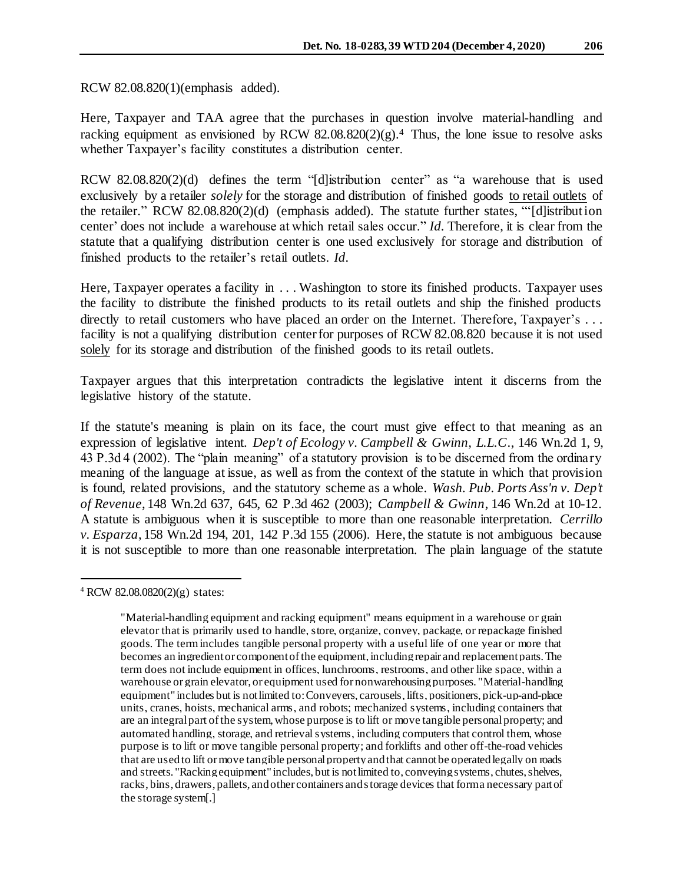RCW 82.08.820(1)(emphasis added).

Here, Taxpayer and TAA agree that the purchases in question involve material-handling and racking equipment as envisioned by RCW 82.08.820(2)(g).[4] Thus, the lone issue to resolve asks whether Taxpayer's facility constitutes a distribution center.

RCW 82.08.820(2)(d) defines the term "[d]istribution center" as "a warehouse that is used exclusively by a retailer *solely* for the storage and distribution of finished goods <u>to retail outlets</u> of the retailer." RCW 82.08.820(2)(d) (emphasis added). The statute further states, "'[d]istribution center' does not include a warehouse at which retail sales occur." *Id*. Therefore, it is clear from the statute that a qualifying distribution center is one used exclusively for storage and distribution of finished products to the retailer's retail outlets. *Id*.

Here, Taxpayer operates a facility in . . . Washington to store its finished products. Taxpayer uses the facility to distribute the finished products to its retail outlets and ship the finished products directly to retail customers who have placed an order on the Internet. Therefore, Taxpayer's . . . facility is not a qualifying distribution center for purposes of RCW 82.08.820 because it is not used <u>solely</u> for its storage and distribution of the finished goods to its retail outlets.

Taxpayer argues that this interpretation contradicts the legislative intent it discerns from the legislative history of the statute.

If the statute's meaning is plain on its face, the court must give effect to that meaning as an expression of legislative intent. *Dep't of Ecology v. Campbell & Gwinn, L.L.C*., 146 Wn.2d 1, 9, 43 P.3d 4 (2002). The "plain meaning" of a statutory provision is to be discerned from the ordinary meaning of the language at issue, as well as from the context of the statute in which that provision is found, related provisions, and the statutory scheme as a whole. *Wash. Pub. Ports Ass'n v. Dep't of Revenue*, 148 Wn.2d 637, 645, 62 P.3d 462 (2003); *Campbell & Gwinn*, 146 Wn.2d at 10-12. A statute is ambiguous when it is susceptible to more than one reasonable interpretation. *Cerrillo v. Esparza*, 158 Wn.2d 194, 201, 142 P.3d 155 (2006). Here, the statute is not ambiguous because it is not susceptible to more than one reasonable interpretation. The plain language of the statute

---

[4] RCW 82.08.0820(2)(g) states:

> "Material-handling equipment and racking equipment" means equipment in a warehouse or grain elevator that is primarily used to handle, store, organize, convey, package, or repackage finished goods. The term includes tangible personal property with a useful life of one year or more that becomes an ingredient or component of the equipment, including repair and replacement parts. The term does not include equipment in offices, lunchrooms, restrooms, and other like space, within a warehouse or grain elevator, or equipment used for nonwarehousing purposes. "Material-handling equipment" includes but is not limited to: Conveyers, carousels, lifts, positioners, pick-up-and-place units, cranes, hoists, mechanical arms, and robots; mechanized systems, including containers that are an integral part of the system, whose purpose is to lift or move tangible personal property; and automated handling, storage, and retrieval systems, including computers that control them, whose purpose is to lift or move tangible personal property; and forklifts and other off-the-road vehicles that are used to lift or move tangible personal property and that cannot be operated legally on roads and streets. "Racking equipment" includes, but is not limited to, conveying systems, chutes, shelves, racks, bins, drawers, pallets, and other containers and storage devices that form a necessary part of the storage system[.]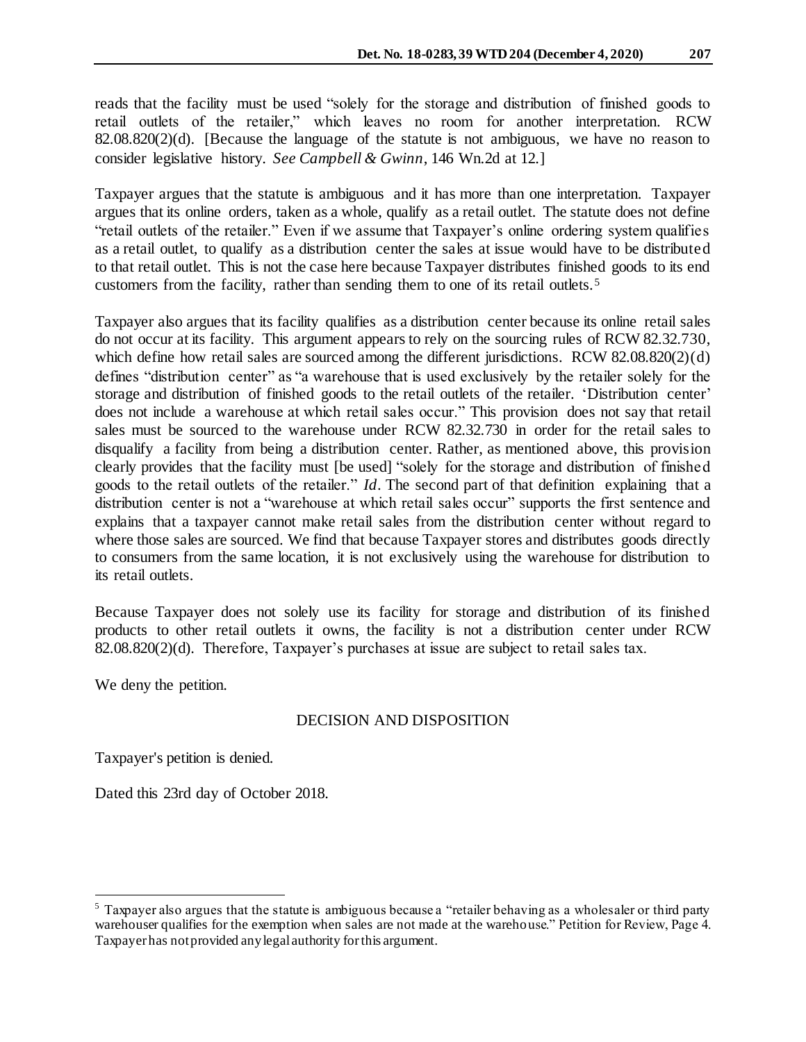reads that the facility must be used "solely for the storage and distribution of finished goods to retail outlets of the retailer," which leaves no room for another interpretation. RCW 82.08.820(2)(d). [Because the language of the statute is not ambiguous, we have no reason to consider legislative history. *See Campbell & Gwinn*, 146 Wn.2d at 12.]

Taxpayer argues that the statute is ambiguous and it has more than one interpretation. Taxpayer argues that its online orders, taken as a whole, qualify as a retail outlet. The statute does not define "retail outlets of the retailer." Even if we assume that Taxpayer's online ordering system qualifies as a retail outlet, to qualify as a distribution center the sales at issue would have to be distributed to that retail outlet. This is not the case here because Taxpayer distributes finished goods to its end customers from the facility, rather than sending them to one of its retail outlets.[5]

Taxpayer also argues that its facility qualifies as a distribution center because its online retail sales do not occur at its facility. This argument appears to rely on the sourcing rules of RCW 82.32.730, which define how retail sales are sourced among the different jurisdictions. RCW 82.08.820(2)(d) defines "distribution center" as "a warehouse that is used exclusively by the retailer solely for the storage and distribution of finished goods to the retail outlets of the retailer. 'Distribution center' does not include a warehouse at which retail sales occur." This provision does not say that retail sales must be sourced to the warehouse under RCW 82.32.730 in order for the retail sales to disqualify a facility from being a distribution center. Rather, as mentioned above, this provision clearly provides that the facility must [be used] "solely for the storage and distribution of finished goods to the retail outlets of the retailer." *Id*. The second part of that definition explaining that a distribution center is not a "warehouse at which retail sales occur" supports the first sentence and explains that a taxpayer cannot make retail sales from the distribution center without regard to where those sales are sourced. We find that because Taxpayer stores and distributes goods directly to consumers from the same location, it is not exclusively using the warehouse for distribution to its retail outlets.

Because Taxpayer does not solely use its facility for storage and distribution of its finished products to other retail outlets it owns, the facility is not a distribution center under RCW 82.08.820(2)(d). Therefore, Taxpayer's purchases at issue are subject to retail sales tax.

We deny the petition.

## DECISION AND DISPOSITION

Taxpayer's petition is denied.

Dated this 23rd day of October 2018.

---

[5] Taxpayer also argues that the statute is ambiguous because a "retailer behaving as a wholesaler or third party warehouser qualifies for the exemption when sales are not made at the warehouse." Petition for Review, Page 4. Taxpayer has not provided any legal authority for this argument.